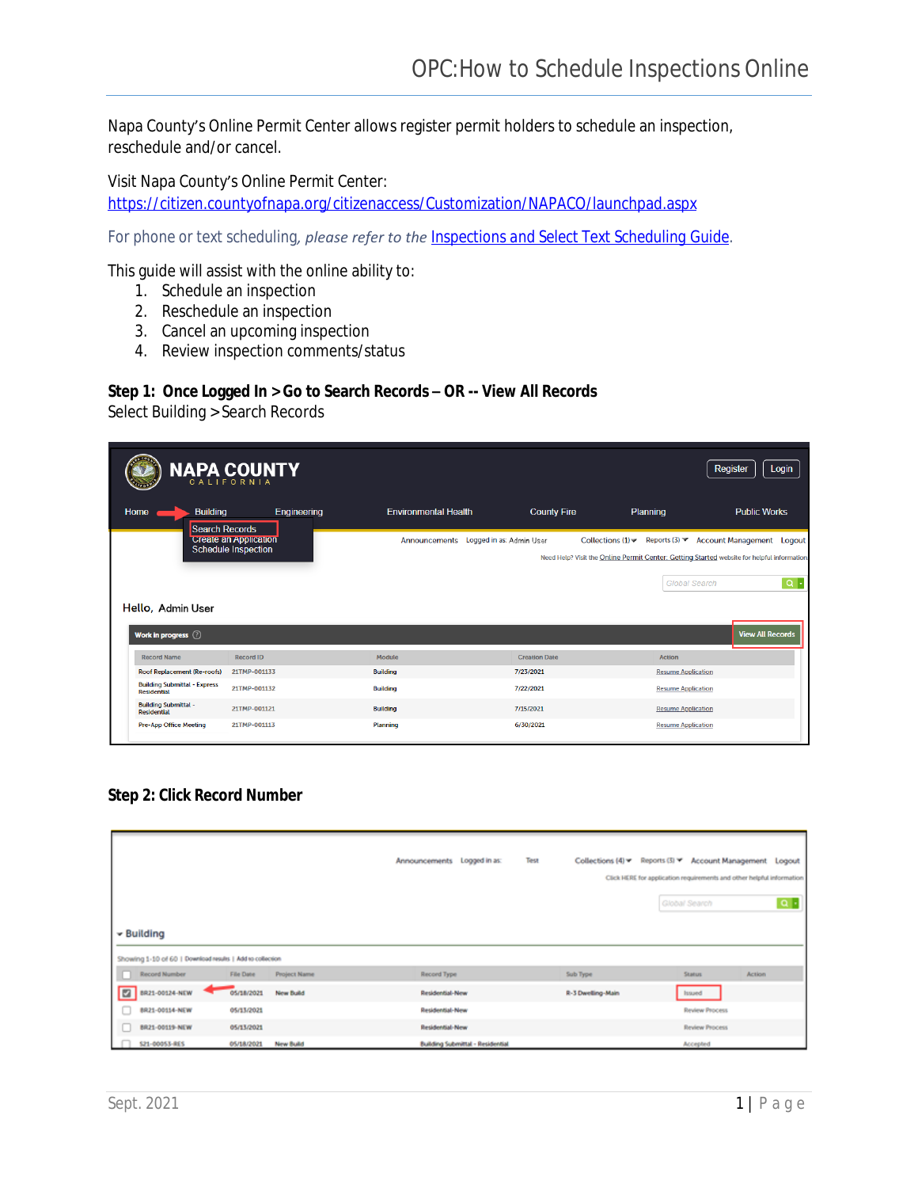# OPC: How to Schedule Inspections Online

Napa County's Online Permit Center allows register permit holders to schedule an inspection, reschedule and/or cancel.

Visit Napa County's Online Permit Center:
https://citizen.countyofnapa.org/citizenaccess/Customization/NAPACO/launchpad.aspx

For phone or text scheduling, *please refer to the* Inspections and Select Text Scheduling Guide.

This guide will assist with the online ability to:

1. Schedule an inspection
2. Reschedule an inspection
3. Cancel an upcoming inspection
4. Review inspection comments/status

**Step 1: Once Logged In > Go to Search Records – OR -- View All Records**
Select Building > Search Records

**Step 2: Click Record Number**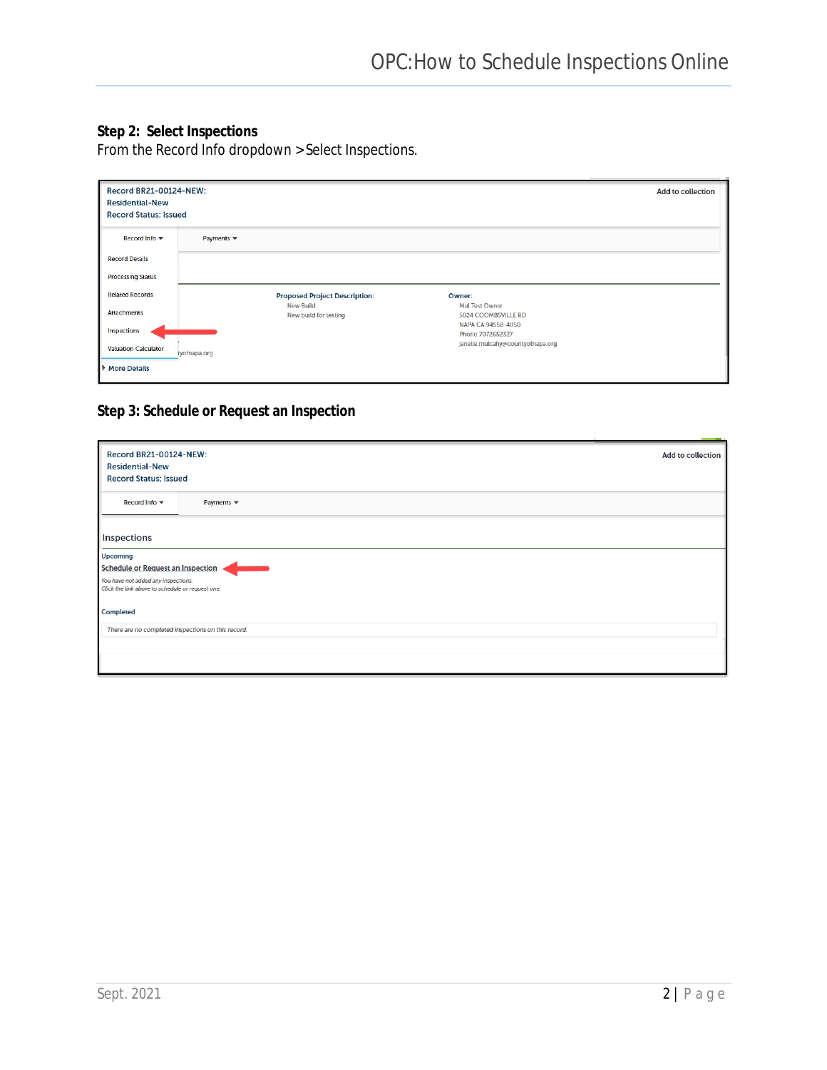## Step 2: Select Inspections

From the Record Info dropdown > Select Inspections.

## Step 3: Schedule or Request an Inspection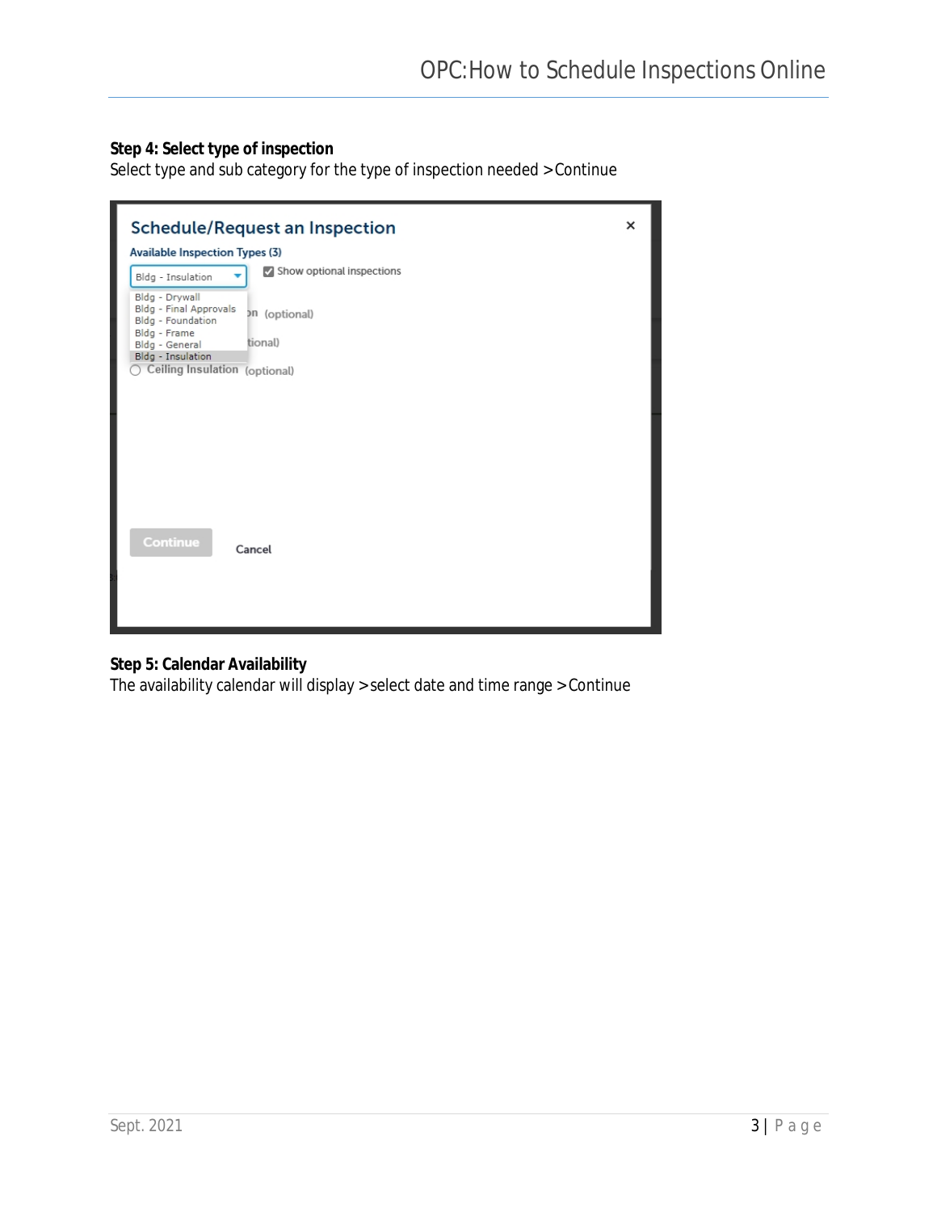**Step 4: Select type of inspection**

Select type and sub category for the type of inspection needed > Continue

**Step 5: Calendar Availability**

The availability calendar will display > select date and time range > Continue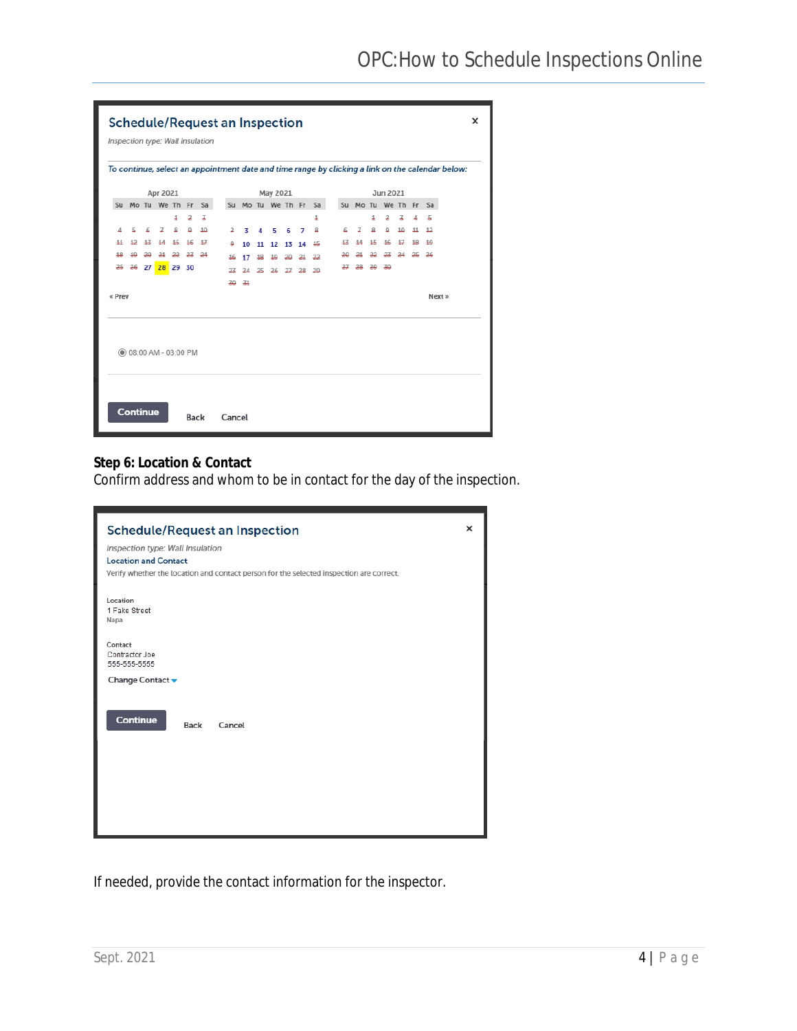## Schedule/Request an Inspection

*Inspection type: Wall insulation*

*To continue, select an appointment date and time range by clicking a link on the calendar below:*

Apr 2021 | May 2021 | Jun 2021

« Prev | Next »

08:00 AM - 03:00 PM

Continue | Back | Cancel

**Step 6: Location & Contact**

Confirm address and whom to be in contact for the day of the inspection.

## Schedule/Request an Inspection

*Inspection type: Wall Insulation*

**Location and Contact**

Verify whether the location and contact person for the selected inspection are correct.

Location
1 Fake Street
Napa

Contact
Contractor Joe
555-555-5555

Change Contact

Continue | Back | Cancel

If needed, provide the contact information for the inspector.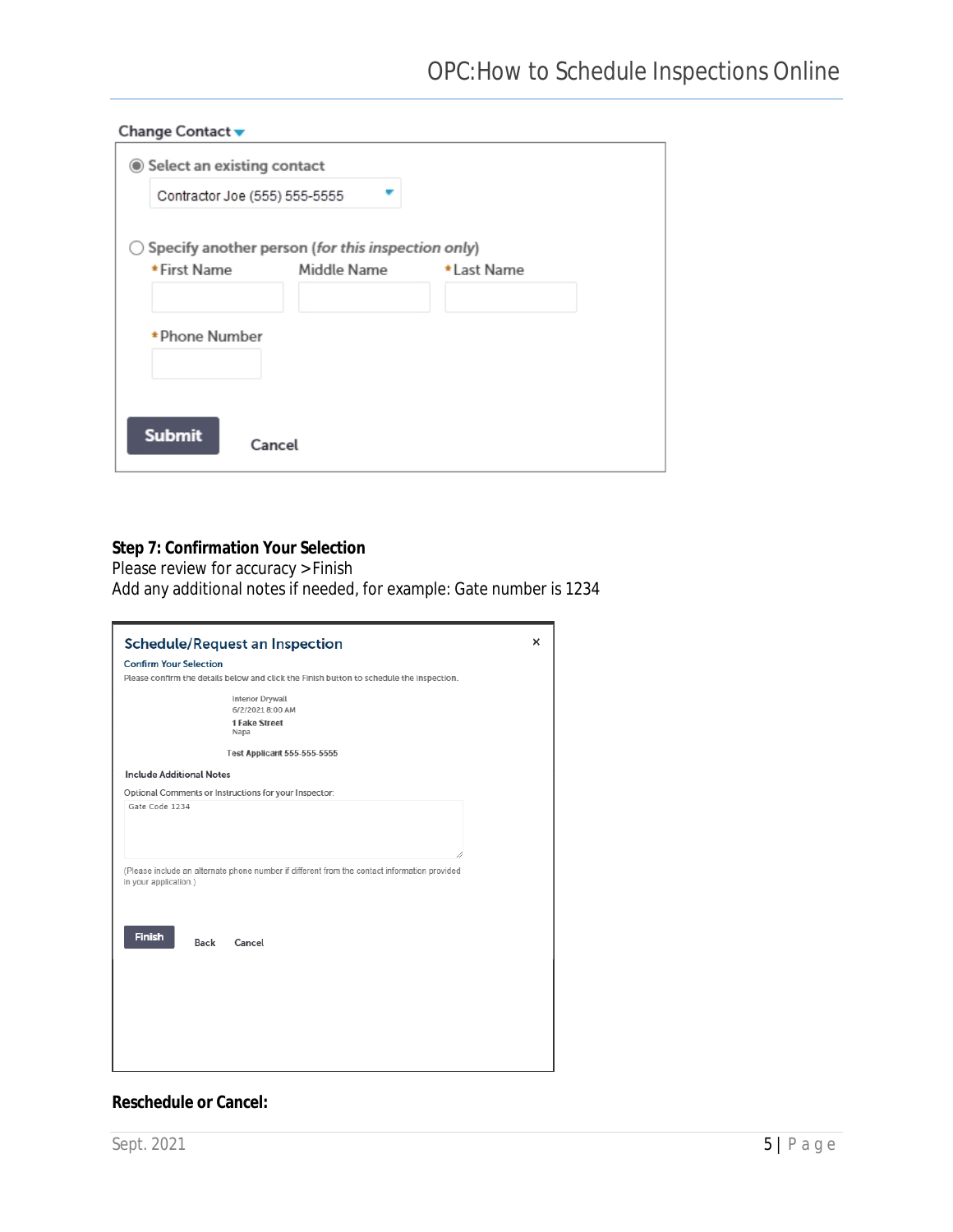Change Contact

- Select an existing contact
  - Contractor Joe (555) 555-5555
- Specify another person (*for this inspection only*)
  - *First Name
  - Middle Name
  - *Last Name
  - *Phone Number

Submit    Cancel

**Step 7: Confirmation Your Selection**
Please review for accuracy >Finish
Add any additional notes if needed, for example: Gate number is 1234

Schedule/Request an Inspection

Confirm Your Selection

Please confirm the details below and click the Finish button to schedule the inspection.

Interior Drywall
6/2/2021 8:00 AM
**1 Fake Street**
Napa

Test Applicant 555-555-5555

Include Additional Notes

Optional Comments or Instructions for your Inspector:

Gate Code 1234

(Please include an alternate phone number if different from the contact information provided in your application.)

Finish    Back    Cancel

**Reschedule or Cancel:**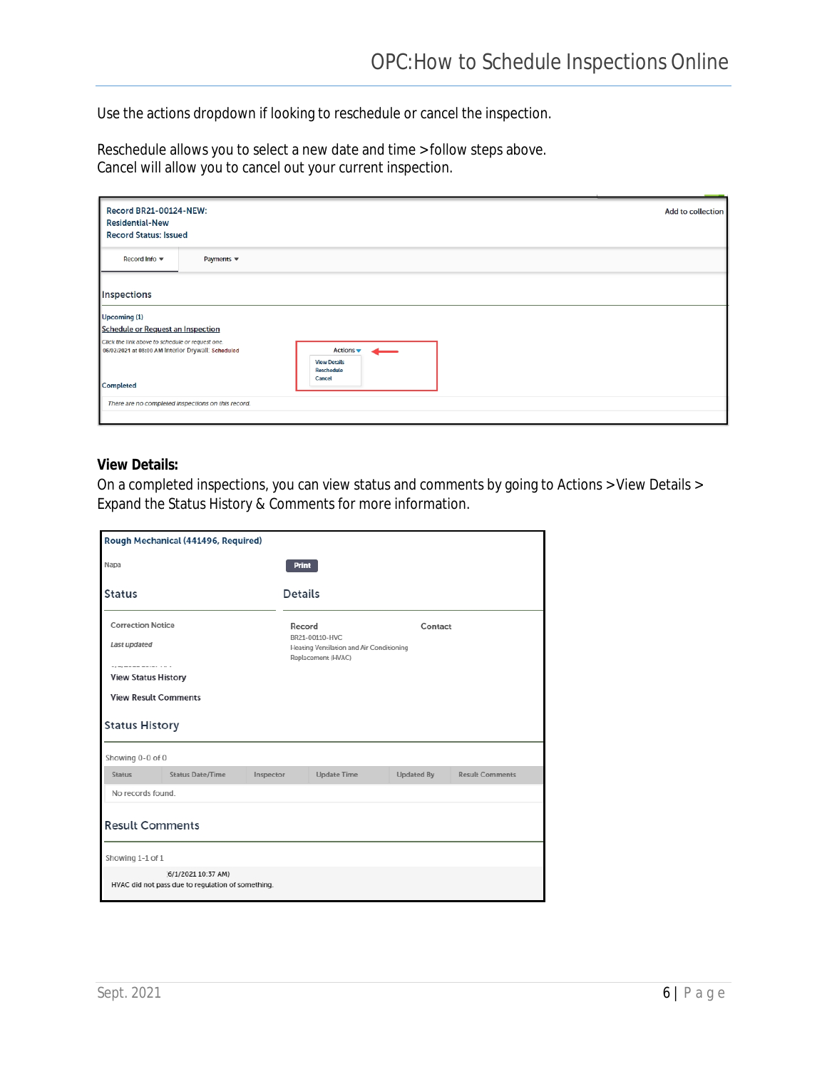Use the actions dropdown if looking to reschedule or cancel the inspection.

Reschedule allows you to select a new date and time > follow steps above.
Cancel will allow you to cancel out your current inspection.

Record BR21-00124-NEW:
Residential-New
Record Status: Issued

Add to collection

Record Info ▾ Payments ▾

Inspections

Upcoming (1)
Schedule or Request an Inspection
Click the link above to schedule or request one.
06/02/2021 at 08:00 AM Interior Drywall: Scheduled

Actions ▾
View Details
Reschedule
Cancel

Completed
There are no completed inspections on this record.

**View Details:**
On a completed inspections, you can view status and comments by going to Actions > View Details > Expand the Status History & Comments for more information.

Rough Mechanical (441496, Required)

Napa

Print

Status

Correction Notice
*Last updated*

View Status History
View Result Comments

Details

Record
BR21-00110-HVC
Heating Ventilation and Air Conditioning Replacement (HVAC)

Contact

Status History

Showing 0-0 of 0

| Status | Status Date/Time | Inspector | Update Time | Updated By | Result Comments |
|---|---|---|---|---|---|
| No records found. | | | | | |

Result Comments

Showing 1-1 of 1

6/1/2021 10:37 AM)
HVAC did not pass due to regulation of something.